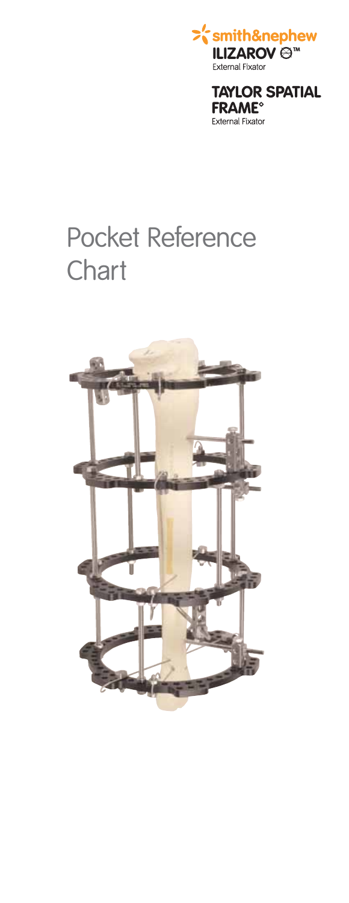smith&nephew

ILIZAROV™

External Fixator

TAYLOR SPATIAL FRAME°

External Fixator

# Pocket Reference Chart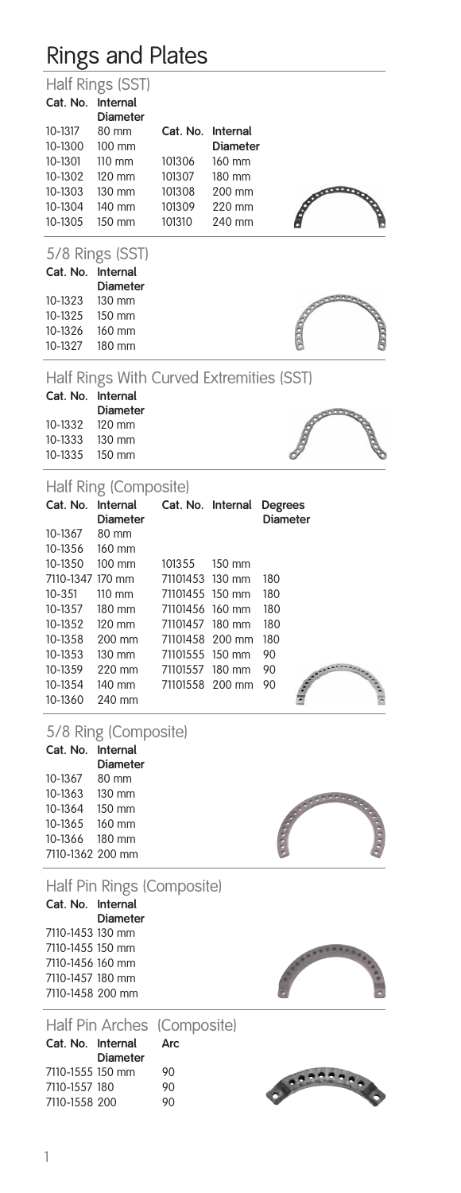# Rings and Plates

## Half Rings (SST)

| Cat. No. | Internal Diameter | Cat. No. | Internal Diameter |
|---|---|---|---|
| 10-1317 | 80 mm | | |
| 10-1300 | 100 mm | | |
| 10-1301 | 110 mm | 101306 | 160 mm |
| 10-1302 | 120 mm | 101307 | 180 mm |
| 10-1303 | 130 mm | 101308 | 200 mm |
| 10-1304 | 140 mm | 101309 | 220 mm |
| 10-1305 | 150 mm | 101310 | 240 mm |

## 5/8 Rings (SST)

| Cat. No. | Internal Diameter |
|---|---|
| 10-1323 | 130 mm |
| 10-1325 | 150 mm |
| 10-1326 | 160 mm |
| 10-1327 | 180 mm |

## Half Rings With Curved Extremities (SST)

| Cat. No. | Internal Diameter |
|---|---|
| 10-1332 | 120 mm |
| 10-1333 | 130 mm |
| 10-1335 | 150 mm |

## Half Ring (Composite)

| Cat. No. | Internal Diameter | Cat. No. | Internal Diameter | Degrees |
|---|---|---|---|---|
| 10-1367 | 80 mm | | | |
| 10-1356 | 160 mm | | | |
| 10-1350 | 100 mm | 101355 | 150 mm | |
| 7110-1347 | 170 mm | 71101453 | 130 mm | 180 |
| 10-351 | 110 mm | 71101455 | 150 mm | 180 |
| 10-1357 | 180 mm | 71101456 | 160 mm | 180 |
| 10-1352 | 120 mm | 71101457 | 180 mm | 180 |
| 10-1358 | 200 mm | 71101458 | 200 mm | 180 |
| 10-1353 | 130 mm | 71101555 | 150 mm | 90 |
| 10-1359 | 220 mm | 71101557 | 180 mm | 90 |
| 10-1354 | 140 mm | 71101558 | 200 mm | 90 |
| 10-1360 | 240 mm | | | |

## 5/8 Ring (Composite)

| Cat. No. | Internal Diameter |
|---|---|
| 10-1367 | 80 mm |
| 10-1363 | 130 mm |
| 10-1364 | 150 mm |
| 10-1365 | 160 mm |
| 10-1366 | 180 mm |
| 7110-1362 | 200 mm |

## Half Pin Rings (Composite)

| Cat. No. | Internal Diameter |
|---|---|
| 7110-1453 | 130 mm |
| 7110-1455 | 150 mm |
| 7110-1456 | 160 mm |
| 7110-1457 | 180 mm |
| 7110-1458 | 200 mm |

## Half Pin Arches (Composite)

| Cat. No. | Internal Diameter | Arc |
|---|---|---|
| 7110-1555 | 150 mm | 90 |
| 7110-1557 | 180 | 90 |
| 7110-1558 | 200 | 90 |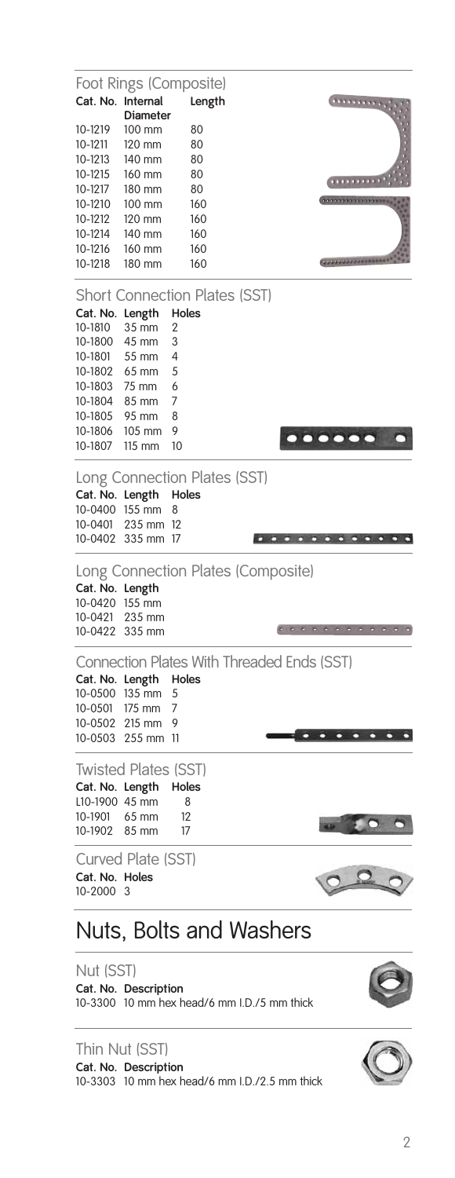### Foot Rings (Composite)

| Cat. No. | Internal Diameter | Length |
|---|---|---|
| 10-1219 | 100 mm | 80 |
| 10-1211 | 120 mm | 80 |
| 10-1213 | 140 mm | 80 |
| 10-1215 | 160 mm | 80 |
| 10-1217 | 180 mm | 80 |
| 10-1210 | 100 mm | 160 |
| 10-1212 | 120 mm | 160 |
| 10-1214 | 140 mm | 160 |
| 10-1216 | 160 mm | 160 |
| 10-1218 | 180 mm | 160 |

### Short Connection Plates (SST)

| Cat. No. | Length | Holes |
|---|---|---|
| 10-1810 | 35 mm | 2 |
| 10-1800 | 45 mm | 3 |
| 10-1801 | 55 mm | 4 |
| 10-1802 | 65 mm | 5 |
| 10-1803 | 75 mm | 6 |
| 10-1804 | 85 mm | 7 |
| 10-1805 | 95 mm | 8 |
| 10-1806 | 105 mm | 9 |
| 10-1807 | 115 mm | 10 |

### Long Connection Plates (SST)

| Cat. No. | Length | Holes |
|---|---|---|
| 10-0400 | 155 mm | 8 |
| 10-0401 | 235 mm | 12 |
| 10-0402 | 335 mm | 17 |

### Long Connection Plates (Composite)

| Cat. No. | Length |
|---|---|
| 10-0420 | 155 mm |
| 10-0421 | 235 mm |
| 10-0422 | 335 mm |

### Connection Plates With Threaded Ends (SST)

| Cat. No. | Length | Holes |
|---|---|---|
| 10-0500 | 135 mm | 5 |
| 10-0501 | 175 mm | 7 |
| 10-0502 | 215 mm | 9 |
| 10-0503 | 255 mm | 11 |

### Twisted Plates (SST)

| Cat. No. | Length | Holes |
|---|---|---|
| L10-1900 | 45 mm | 8 |
| 10-1901 | 65 mm | 12 |
| 10-1902 | 85 mm | 17 |

### Curved Plate (SST)

| Cat. No. | Holes |
|---|---|
| 10-2000 | 3 |

## Nuts, Bolts and Washers

### Nut (SST)

| Cat. No. | Description |
|---|---|
| 10-3300 | 10 mm hex head/6 mm I.D./5 mm thick |

### Thin Nut (SST)

| Cat. No. | Description |
|---|---|
| 10-3303 | 10 mm hex head/6 mm I.D./2.5 mm thick |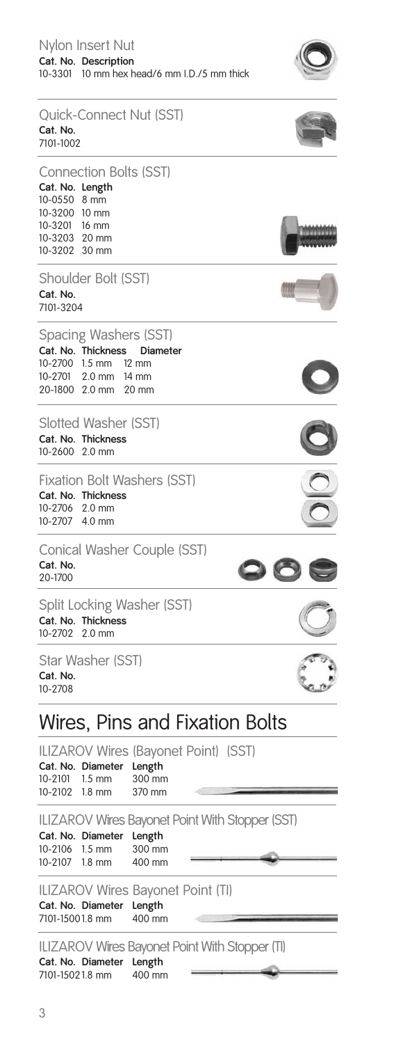### Nylon Insert Nut

| Cat. No. | Description |
| --- | --- |
| 10-3301 | 10 mm hex head/6 mm I.D./5 mm thick |

### Quick-Connect Nut (SST)

| Cat. No. |
| --- |
| 7101-1002 |

### Connection Bolts (SST)

| Cat. No. | Length |
| --- | --- |
| 10-0550 | 8 mm |
| 10-3200 | 10 mm |
| 10-3201 | 16 mm |
| 10-3203 | 20 mm |
| 10-3202 | 30 mm |

### Shoulder Bolt (SST)

| Cat. No. |
| --- |
| 7101-3204 |

### Spacing Washers (SST)

| Cat. No. | Thickness | Diameter |
| --- | --- | --- |
| 10-2700 | 1.5 mm | 12 mm |
| 10-2701 | 2.0 mm | 14 mm |
| 20-1800 | 2.0 mm | 20 mm |

### Slotted Washer (SST)

| Cat. No. | Thickness |
| --- | --- |
| 10-2600 | 2.0 mm |

### Fixation Bolt Washers (SST)

| Cat. No. | Thickness |
| --- | --- |
| 10-2706 | 2.0 mm |
| 10-2707 | 4.0 mm |

### Conical Washer Couple (SST)

| Cat. No. |
| --- |
| 20-1700 |

### Split Locking Washer (SST)

| Cat. No. | Thickness |
| --- | --- |
| 10-2702 | 2.0 mm |

### Star Washer (SST)

| Cat. No. |
| --- |
| 10-2708 |

## Wires, Pins and Fixation Bolts

### ILIZAROV Wires (Bayonet Point) (SST)

| Cat. No. | Diameter | Length |
| --- | --- | --- |
| 10-2101 | 1.5 mm | 300 mm |
| 10-2102 | 1.8 mm | 370 mm |

### ILIZAROV Wires Bayonet Point With Stopper (SST)

| Cat. No. | Diameter | Length |
| --- | --- | --- |
| 10-2106 | 1.5 mm | 300 mm |
| 10-2107 | 1.8 mm | 400 mm |

### ILIZAROV Wires Bayonet Point (TI)

| Cat. No. | Diameter | Length |
| --- | --- | --- |
| 7101-1500 | 1.8 mm | 400 mm |

### ILIZAROV Wires Bayonet Point With Stopper (TI)

| Cat. No. | Diameter | Length |
| --- | --- | --- |
| 7101-1502 | 1.8 mm | 400 mm |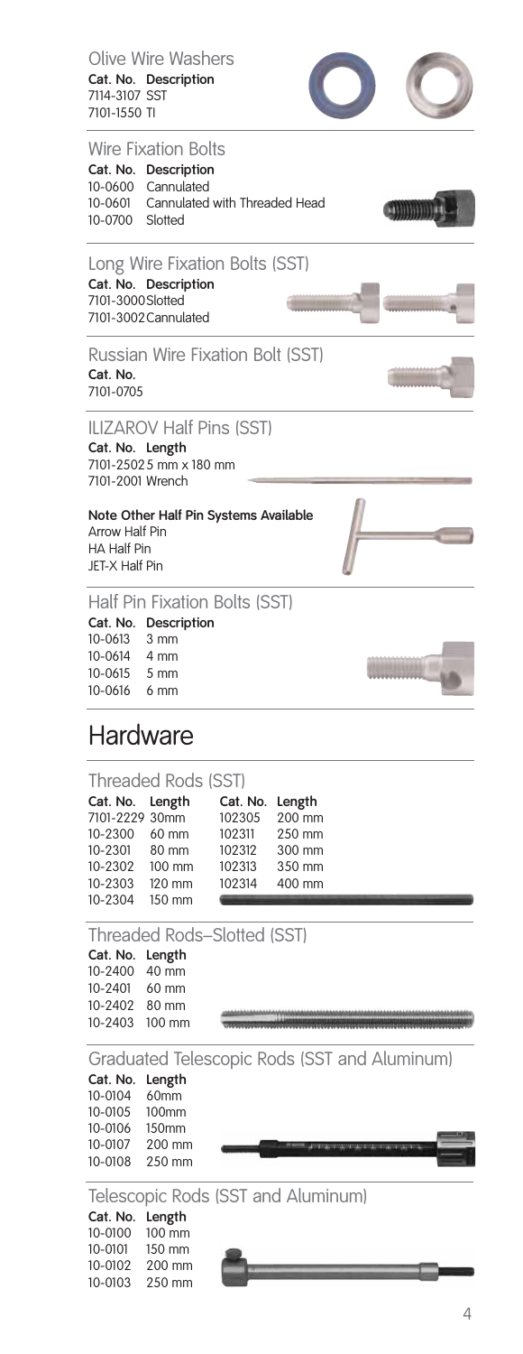### Olive Wire Washers

| Cat. No. | Description |
| --- | --- |
| 7114-3107 | SST |
| 7101-1550 | TI |

### Wire Fixation Bolts

| Cat. No. | Description |
| --- | --- |
| 10-0600 | Cannulated |
| 10-0601 | Cannulated with Threaded Head |
| 10-0700 | Slotted |

### Long Wire Fixation Bolts (SST)

| Cat. No. | Description |
| --- | --- |
| 7101-3000 | Slotted |
| 7101-3002 | Cannulated |

### Russian Wire Fixation Bolt (SST)

**Cat. No.**
7101-0705

### ILIZAROV Half Pins (SST)

| Cat. No. | Length |
| --- | --- |
| 7101-2502 | 5 mm x 180 mm |
| 7101-2001 | Wrench |

**Note Other Half Pin Systems Available**
Arrow Half Pin
HA Half Pin
JET-X Half Pin

### Half Pin Fixation Bolts (SST)

| Cat. No. | Description |
| --- | --- |
| 10-0613 | 3 mm |
| 10-0614 | 4 mm |
| 10-0615 | 5 mm |
| 10-0616 | 6 mm |

## Hardware

### Threaded Rods (SST)

| Cat. No. | Length | Cat. No. | Length |
| --- | --- | --- | --- |
| 7101-2229 | 30mm | 102305 | 200 mm |
| 10-2300 | 60 mm | 102311 | 250 mm |
| 10-2301 | 80 mm | 102312 | 300 mm |
| 10-2302 | 100 mm | 102313 | 350 mm |
| 10-2303 | 120 mm | 102314 | 400 mm |
| 10-2304 | 150 mm | | |

### Threaded Rods–Slotted (SST)

| Cat. No. | Length |
| --- | --- |
| 10-2400 | 40 mm |
| 10-2401 | 60 mm |
| 10-2402 | 80 mm |
| 10-2403 | 100 mm |

### Graduated Telescopic Rods (SST and Aluminum)

| Cat. No. | Length |
| --- | --- |
| 10-0104 | 60mm |
| 10-0105 | 100mm |
| 10-0106 | 150mm |
| 10-0107 | 200 mm |
| 10-0108 | 250 mm |

### Telescopic Rods (SST and Aluminum)

| Cat. No. | Length |
| --- | --- |
| 10-0100 | 100 mm |
| 10-0101 | 150 mm |
| 10-0102 | 200 mm |
| 10-0103 | 250 mm |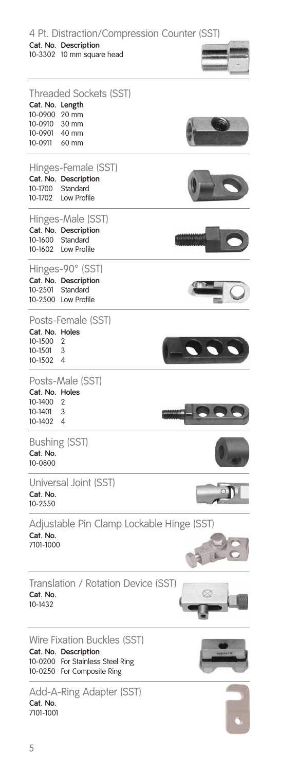## 4 Pt. Distraction/Compression Counter (SST)

| Cat. No. | Description |
|---|---|
| 10-3302 | 10 mm square head |

## Threaded Sockets (SST)

| Cat. No. | Length |
|---|---|
| 10-0900 | 20 mm |
| 10-0910 | 30 mm |
| 10-0901 | 40 mm |
| 10-0911 | 60 mm |

## Hinges-Female (SST)

| Cat. No. | Description |
|---|---|
| 10-1700 | Standard |
| 10-1702 | Low Profile |

## Hinges-Male (SST)

| Cat. No. | Description |
|---|---|
| 10-1600 | Standard |
| 10-1602 | Low Profile |

## Hinges-90° (SST)

| Cat. No. | Description |
|---|---|
| 10-2501 | Standard |
| 10-2500 | Low Profile |

## Posts-Female (SST)

| Cat. No. | Holes |
|---|---|
| 10-1500 | 2 |
| 10-1501 | 3 |
| 10-1502 | 4 |

## Posts-Male (SST)

| Cat. No. | Holes |
|---|---|
| 10-1400 | 2 |
| 10-1401 | 3 |
| 10-1402 | 4 |

## Bushing (SST)

**Cat. No.**
10-0800

## Universal Joint (SST)

**Cat. No.**
10-2550

## Adjustable Pin Clamp Lockable Hinge (SST)

**Cat. No.**
7101-1000

## Translation / Rotation Device (SST)

**Cat. No.**
10-1432

## Wire Fixation Buckles (SST)

| Cat. No. | Description |
|---|---|
| 10-0200 | For Stainless Steel Ring |
| 10-0250 | For Composite Ring |

## Add-A-Ring Adapter (SST)

**Cat. No.**
7101-1001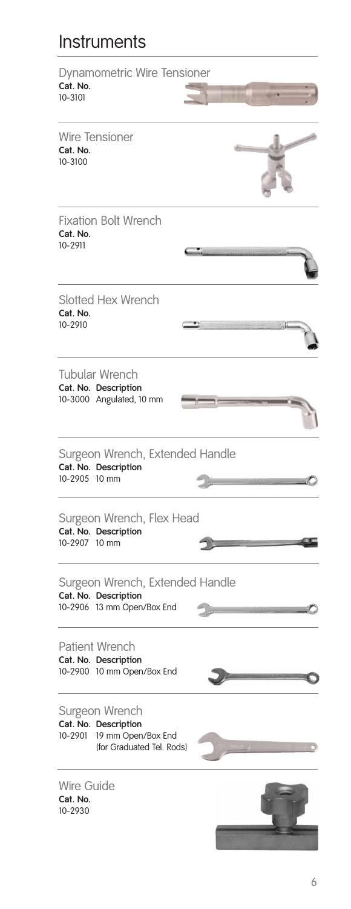# Instruments

## Dynamometric Wire Tensioner

**Cat. No.**
10-3101

## Wire Tensioner

**Cat. No.**
10-3100

## Fixation Bolt Wrench

**Cat. No.**
10-2911

## Slotted Hex Wrench

**Cat. No.**
10-2910

## Tubular Wrench

| **Cat. No.** | **Description** |
|---|---|
| 10-3000 | Angulated, 10 mm |

## Surgeon Wrench, Extended Handle

| **Cat. No.** | **Description** |
|---|---|
| 10-2905 | 10 mm |

## Surgeon Wrench, Flex Head

| **Cat. No.** | **Description** |
|---|---|
| 10-2907 | 10 mm |

## Surgeon Wrench, Extended Handle

| **Cat. No.** | **Description** |
|---|---|
| 10-2906 | 13 mm Open/Box End |

## Patient Wrench

| **Cat. No.** | **Description** |
|---|---|
| 10-2900 | 10 mm Open/Box End |

## Surgeon Wrench

| **Cat. No.** | **Description** |
|---|---|
| 10-2901 | 19 mm Open/Box End (for Graduated Tel. Rods) |

## Wire Guide

**Cat. No.**
10-2930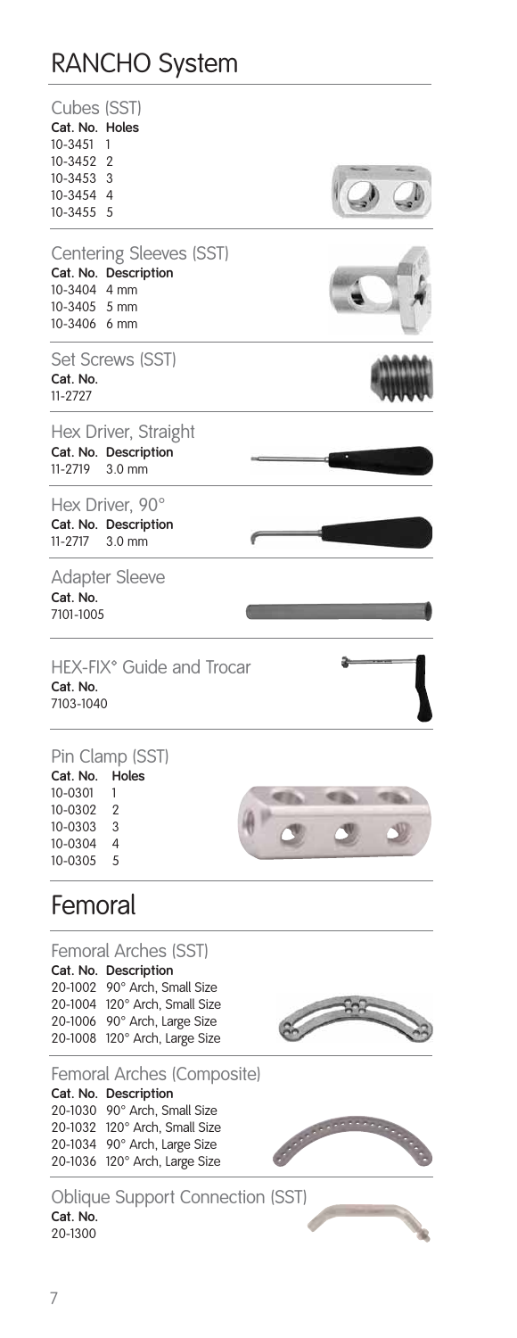# RANCHO System

### Cubes (SST)

| Cat. No. | Holes |
|---|---|
| 10-3451 | 1 |
| 10-3452 | 2 |
| 10-3453 | 3 |
| 10-3454 | 4 |
| 10-3455 | 5 |

### Centering Sleeves (SST)

| Cat. No. | Description |
|---|---|
| 10-3404 | 4 mm |
| 10-3405 | 5 mm |
| 10-3406 | 6 mm |

### Set Screws (SST)

**Cat. No.**
11-2727

### Hex Driver, Straight

| Cat. No. | Description |
|---|---|
| 11-2719 | 3.0 mm |

### Hex Driver, 90°

| Cat. No. | Description |
|---|---|
| 11-2717 | 3.0 mm |

### Adapter Sleeve

**Cat. No.**
7101-1005

### HEX-FIX® Guide and Trocar

**Cat. No.**
7103-1040

### Pin Clamp (SST)

| Cat. No. | Holes |
|---|---|
| 10-0301 | 1 |
| 10-0302 | 2 |
| 10-0303 | 3 |
| 10-0304 | 4 |
| 10-0305 | 5 |

# Femoral

### Femoral Arches (SST)

| Cat. No. | Description |
|---|---|
| 20-1002 | 90° Arch, Small Size |
| 20-1004 | 120° Arch, Small Size |
| 20-1006 | 90° Arch, Large Size |
| 20-1008 | 120° Arch, Large Size |

### Femoral Arches (Composite)

| Cat. No. | Description |
|---|---|
| 20-1030 | 90° Arch, Small Size |
| 20-1032 | 120° Arch, Small Size |
| 20-1034 | 90° Arch, Large Size |
| 20-1036 | 120° Arch, Large Size |

### Oblique Support Connection (SST)

**Cat. No.**
20-1300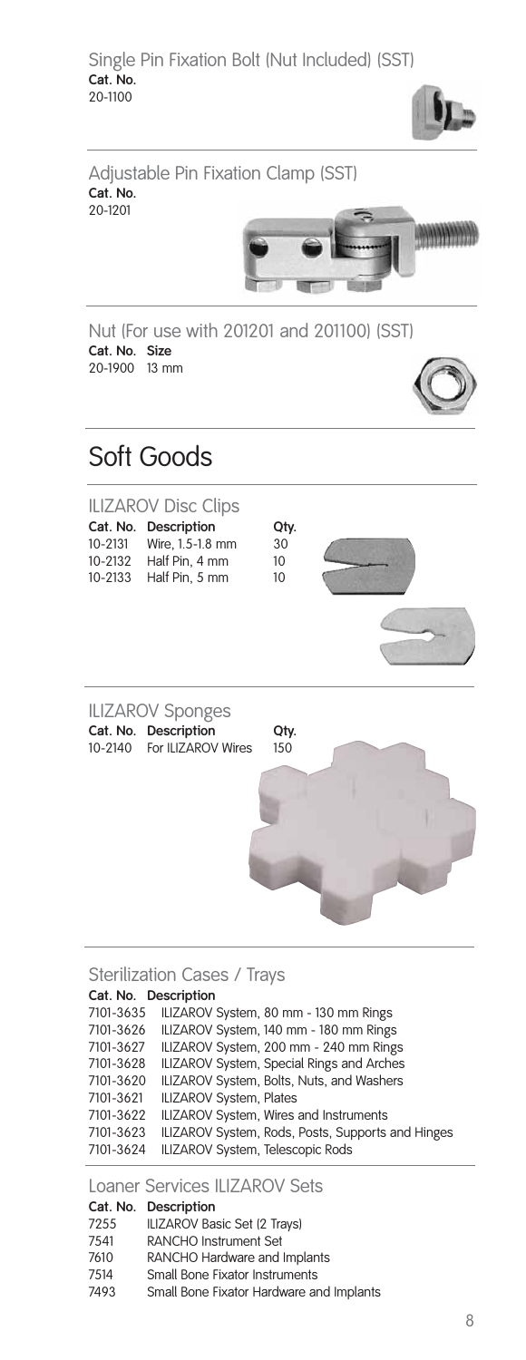### Single Pin Fixation Bolt (Nut Included) (SST)

**Cat. No.**
20-1100

### Adjustable Pin Fixation Clamp (SST)

**Cat. No.**
20-1201

### Nut (For use with 201201 and 201100) (SST)

| Cat. No. | Size |
|---|---|
| 20-1900 | 13 mm |

# Soft Goods

### ILIZAROV Disc Clips

| Cat. No. | Description | Qty. |
|---|---|---|
| 10-2131 | Wire, 1.5-1.8 mm | 30 |
| 10-2132 | Half Pin, 4 mm | 10 |
| 10-2133 | Half Pin, 5 mm | 10 |

### ILIZAROV Sponges

| Cat. No. | Description | Qty. |
|---|---|---|
| 10-2140 | For ILIZAROV Wires | 150 |

### Sterilization Cases / Trays

| Cat. No. | Description |
|---|---|
| 7101-3635 | ILIZAROV System, 80 mm - 130 mm Rings |
| 7101-3626 | ILIZAROV System, 140 mm - 180 mm Rings |
| 7101-3627 | ILIZAROV System, 200 mm - 240 mm Rings |
| 7101-3628 | ILIZAROV System, Special Rings and Arches |
| 7101-3620 | ILIZAROV System, Bolts, Nuts, and Washers |
| 7101-3621 | ILIZAROV System, Plates |
| 7101-3622 | ILIZAROV System, Wires and Instruments |
| 7101-3623 | ILIZAROV System, Rods, Posts, Supports and Hinges |
| 7101-3624 | ILIZAROV System, Telescopic Rods |

### Loaner Services ILIZAROV Sets

| Cat. No. | Description |
|---|---|
| 7255 | ILIZAROV Basic Set (2 Trays) |
| 7541 | RANCHO Instrument Set |
| 7610 | RANCHO Hardware and Implants |
| 7514 | Small Bone Fixator Instruments |
| 7493 | Small Bone Fixator Hardware and Implants |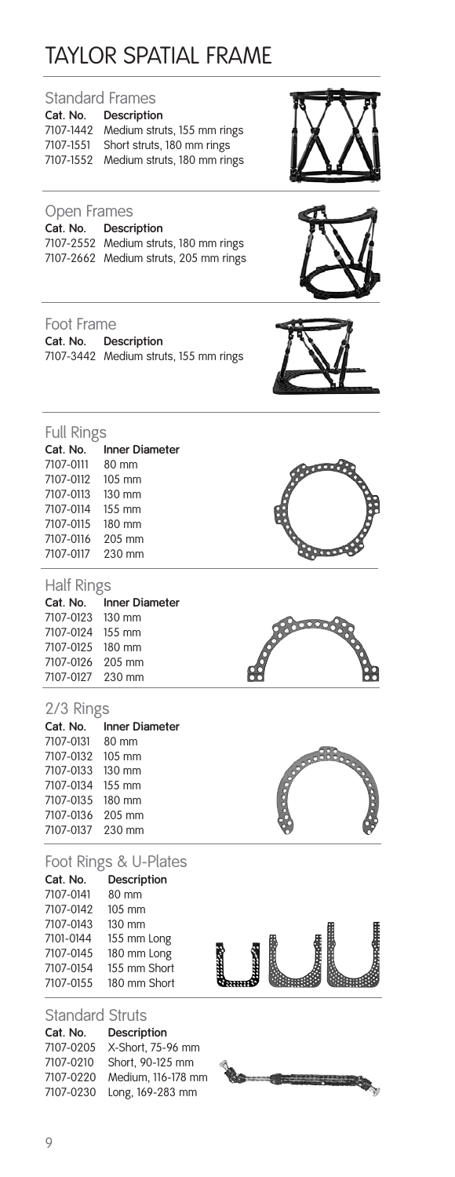# TAYLOR SPATIAL FRAME

## Standard Frames

| Cat. No. | Description |
|---|---|
| 7107-1442 | Medium struts, 155 mm rings |
| 7107-1551 | Short struts, 180 mm rings |
| 7107-1552 | Medium struts, 180 mm rings |

## Open Frames

| Cat. No. | Description |
|---|---|
| 7107-2552 | Medium struts, 180 mm rings |
| 7107-2662 | Medium struts, 205 mm rings |

## Foot Frame

| Cat. No. | Description |
|---|---|
| 7107-3442 | Medium struts, 155 mm rings |

## Full Rings

| Cat. No. | Inner Diameter |
|---|---|
| 7107-0111 | 80 mm |
| 7107-0112 | 105 mm |
| 7107-0113 | 130 mm |
| 7107-0114 | 155 mm |
| 7107-0115 | 180 mm |
| 7107-0116 | 205 mm |
| 7107-0117 | 230 mm |

## Half Rings

| Cat. No. | Inner Diameter |
|---|---|
| 7107-0123 | 130 mm |
| 7107-0124 | 155 mm |
| 7107-0125 | 180 mm |
| 7107-0126 | 205 mm |
| 7107-0127 | 230 mm |

## 2/3 Rings

| Cat. No. | Inner Diameter |
|---|---|
| 7107-0131 | 80 mm |
| 7107-0132 | 105 mm |
| 7107-0133 | 130 mm |
| 7107-0134 | 155 mm |
| 7107-0135 | 180 mm |
| 7107-0136 | 205 mm |
| 7107-0137 | 230 mm |

## Foot Rings & U-Plates

| Cat. No. | Description |
|---|---|
| 7107-0141 | 80 mm |
| 7107-0142 | 105 mm |
| 7107-0143 | 130 mm |
| 7101-0144 | 155 mm Long |
| 7107-0145 | 180 mm Long |
| 7107-0154 | 155 mm Short |
| 7107-0155 | 180 mm Short |

## Standard Struts

| Cat. No. | Description |
|---|---|
| 7107-0205 | X-Short, 75-96 mm |
| 7107-0210 | Short, 90-125 mm |
| 7107-0220 | Medium, 116-178 mm |
| 7107-0230 | Long, 169-283 mm |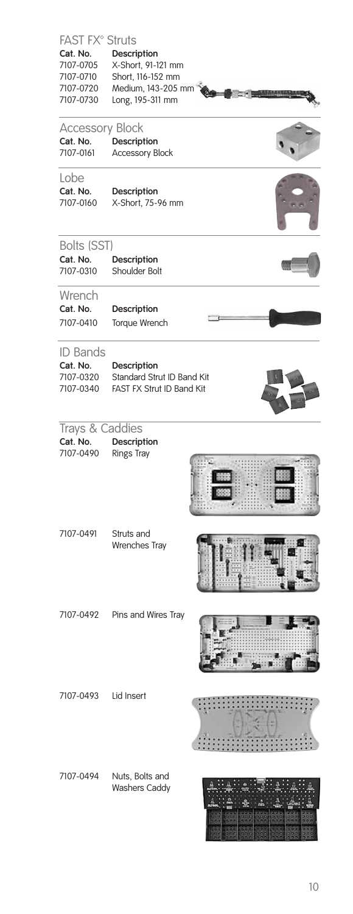## FAST FX° Struts

| Cat. No. | Description |
| --- | --- |
| 7107-0705 | X-Short, 91-121 mm |
| 7107-0710 | Short, 116-152 mm |
| 7107-0720 | Medium, 143-205 mm |
| 7107-0730 | Long, 195-311 mm |

## Accessory Block

| Cat. No. | Description |
| --- | --- |
| 7107-0161 | Accessory Block |

## Lobe

| Cat. No. | Description |
| --- | --- |
| 7107-0160 | X-Short, 75-96 mm |

## Bolts (SST)

| Cat. No. | Description |
| --- | --- |
| 7107-0310 | Shoulder Bolt |

## Wrench

| Cat. No. | Description |
| --- | --- |
| 7107-0410 | Torque Wrench |

## ID Bands

| Cat. No. | Description |
| --- | --- |
| 7107-0320 | Standard Strut ID Band Kit |
| 7107-0340 | FAST FX Strut ID Band Kit |

## Trays & Caddies

| Cat. No. | Description |
| --- | --- |
| 7107-0490 | Rings Tray |
| 7107-0491 | Struts and Wrenches Tray |
| 7107-0492 | Pins and Wires Tray |
| 7107-0493 | Lid Insert |
| 7107-0494 | Nuts, Bolts and Washers Caddy |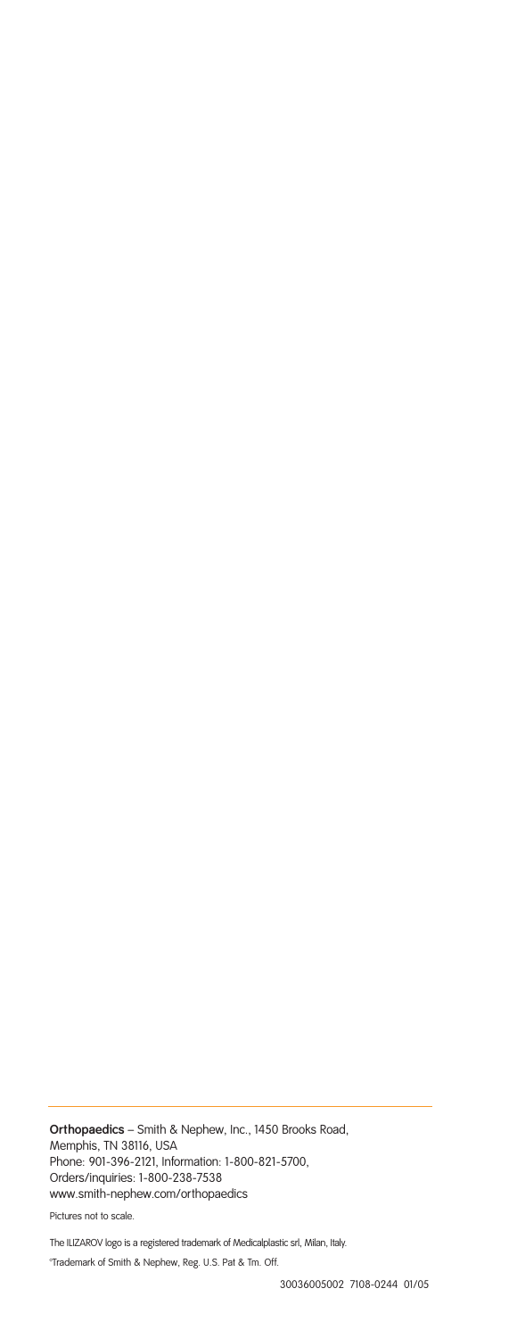**Orthopaedics** – Smith & Nephew, Inc., 1450 Brooks Road,
Memphis, TN 38116, USA
Phone: 901-396-2121, Information: 1-800-821-5700,
Orders/inquiries: 1-800-238-7538
www.smith-nephew.com/orthopaedics

Pictures not to scale.

The ILIZAROV logo is a registered trademark of Medicalplastic srl, Milan, Italy.

°Trademark of Smith & Nephew, Reg. U.S. Pat & Tm. Off.

30036005002 7108-0244 01/05